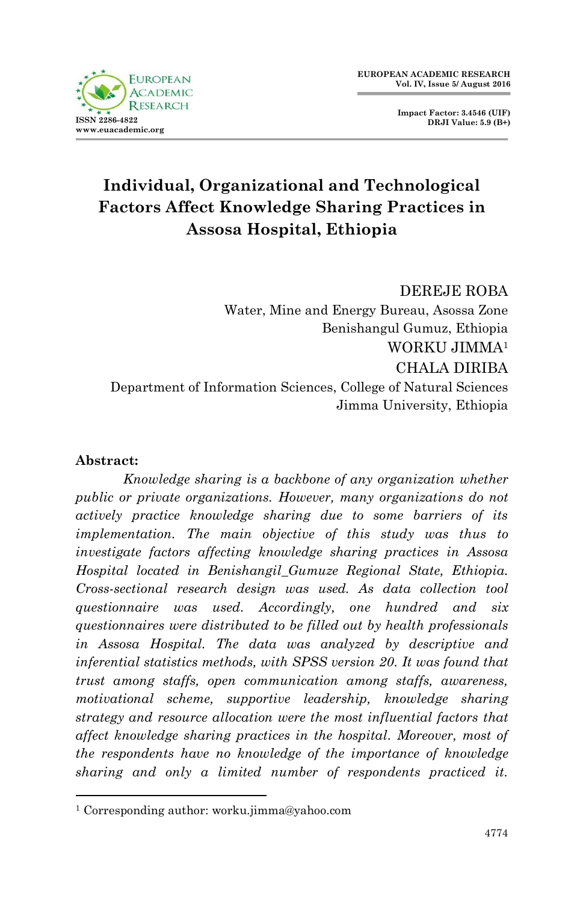# Individual, Organizational and Technological Factors Affect Knowledge Sharing Practices in Assosa Hospital, Ethiopia

DEREJE ROBA
Water, Mine and Energy Bureau, Asossa Zone
Benishangul Gumuz, Ethiopia

WORKU JIMMA[1]
CHALA DIRIBA
Department of Information Sciences, College of Natural Sciences
Jimma University, Ethiopia

**Abstract:**

*Knowledge sharing is a backbone of any organization whether public or private organizations. However, many organizations do not actively practice knowledge sharing due to some barriers of its implementation. The main objective of this study was thus to investigate factors affecting knowledge sharing practices in Assosa Hospital located in Benishangil_Gumuze Regional State, Ethiopia. Cross-sectional research design was used. As data collection tool questionnaire was used. Accordingly, one hundred and six questionnaires were distributed to be filled out by health professionals in Assosa Hospital. The data was analyzed by descriptive and inferential statistics methods, with SPSS version 20. It was found that trust among staffs, open communication among staffs, awareness, motivational scheme, supportive leadership, knowledge sharing strategy and resource allocation were the most influential factors that affect knowledge sharing practices in the hospital. Moreover, most of the respondents have no knowledge of the importance of knowledge sharing and only a limited number of respondents practiced it.*

---

[1] Corresponding author: worku.jimma@yahoo.com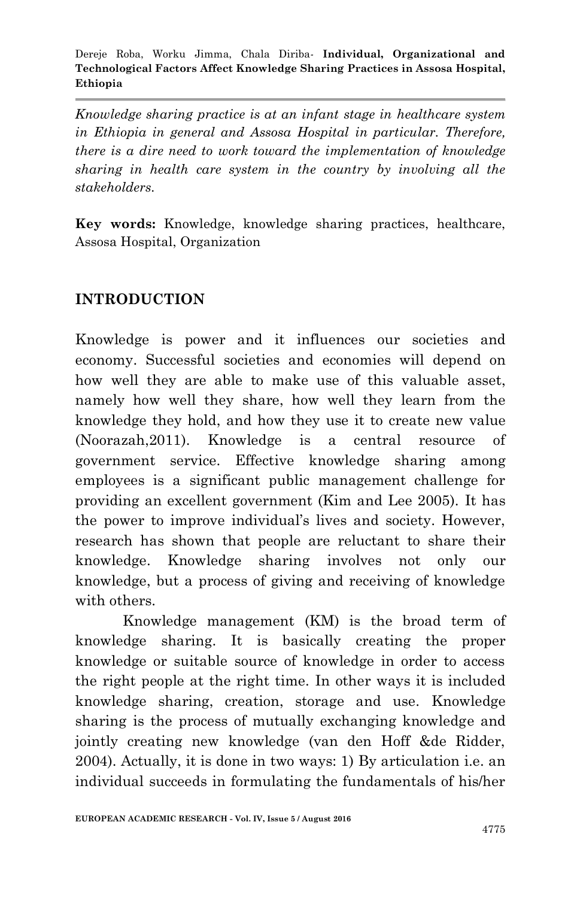*Knowledge sharing practice is at an infant stage in healthcare system in Ethiopia in general and Assosa Hospital in particular. Therefore, there is a dire need to work toward the implementation of knowledge sharing in health care system in the country by involving all the stakeholders.*

**Key words:** Knowledge, knowledge sharing practices, healthcare, Assosa Hospital, Organization

## INTRODUCTION

Knowledge is power and it influences our societies and economy. Successful societies and economies will depend on how well they are able to make use of this valuable asset, namely how well they share, how well they learn from the knowledge they hold, and how they use it to create new value (Noorazah,2011). Knowledge is a central resource of government service. Effective knowledge sharing among employees is a significant public management challenge for providing an excellent government (Kim and Lee 2005). It has the power to improve individual's lives and society. However, research has shown that people are reluctant to share their knowledge. Knowledge sharing involves not only our knowledge, but a process of giving and receiving of knowledge with others.

Knowledge management (KM) is the broad term of knowledge sharing. It is basically creating the proper knowledge or suitable source of knowledge in order to access the right people at the right time. In other ways it is included knowledge sharing, creation, storage and use. Knowledge sharing is the process of mutually exchanging knowledge and jointly creating new knowledge (van den Hoff &de Ridder, 2004). Actually, it is done in two ways: 1) By articulation i.e. an individual succeeds in formulating the fundamentals of his/her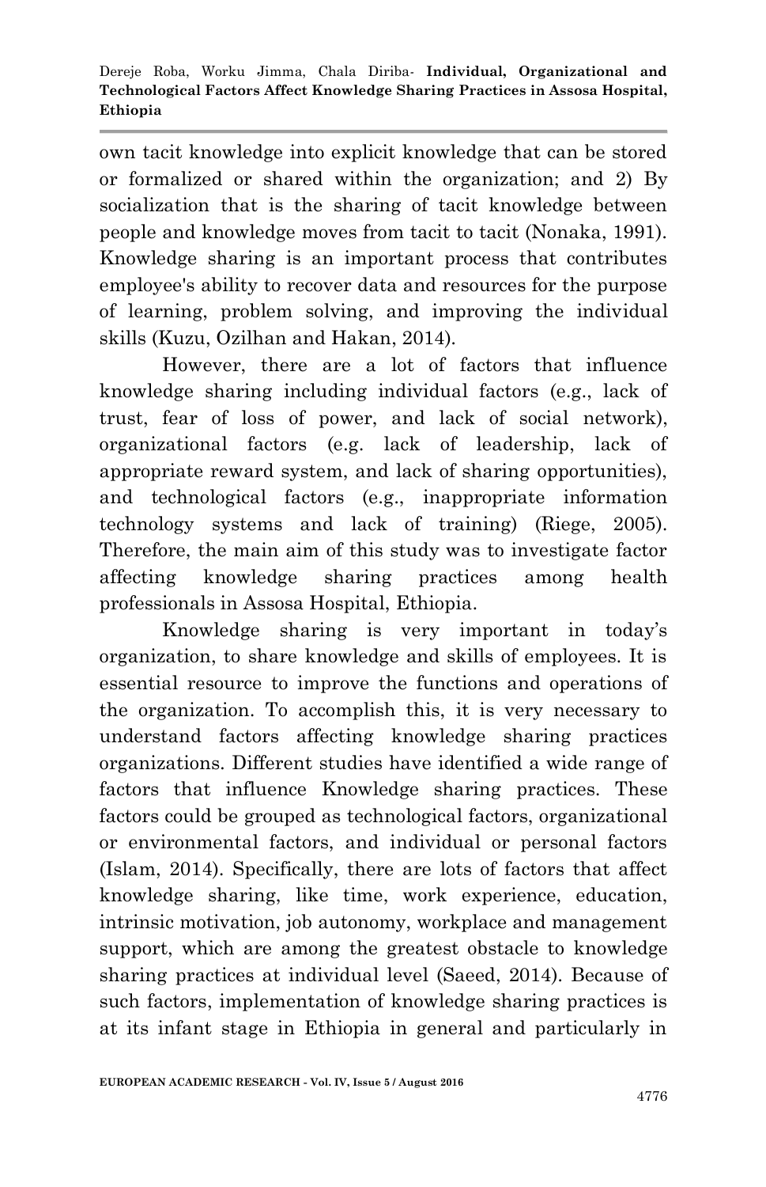own tacit knowledge into explicit knowledge that can be stored or formalized or shared within the organization; and 2) By socialization that is the sharing of tacit knowledge between people and knowledge moves from tacit to tacit (Nonaka, 1991). Knowledge sharing is an important process that contributes employee's ability to recover data and resources for the purpose of learning, problem solving, and improving the individual skills (Kuzu, Ozilhan and Hakan, 2014).

However, there are a lot of factors that influence knowledge sharing including individual factors (e.g., lack of trust, fear of loss of power, and lack of social network), organizational factors (e.g. lack of leadership, lack of appropriate reward system, and lack of sharing opportunities), and technological factors (e.g., inappropriate information technology systems and lack of training) (Riege, 2005). Therefore, the main aim of this study was to investigate factor affecting knowledge sharing practices among health professionals in Assosa Hospital, Ethiopia.

Knowledge sharing is very important in today's organization, to share knowledge and skills of employees. It is essential resource to improve the functions and operations of the organization. To accomplish this, it is very necessary to understand factors affecting knowledge sharing practices organizations. Different studies have identified a wide range of factors that influence Knowledge sharing practices. These factors could be grouped as technological factors, organizational or environmental factors, and individual or personal factors (Islam, 2014). Specifically, there are lots of factors that affect knowledge sharing, like time, work experience, education, intrinsic motivation, job autonomy, workplace and management support, which are among the greatest obstacle to knowledge sharing practices at individual level (Saeed, 2014). Because of such factors, implementation of knowledge sharing practices is at its infant stage in Ethiopia in general and particularly in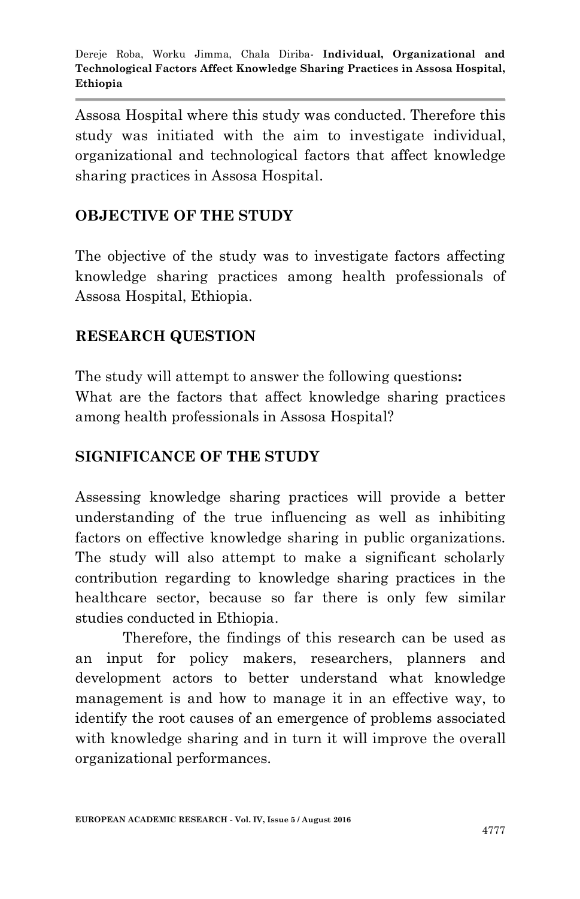Assosa Hospital where this study was conducted. Therefore this study was initiated with the aim to investigate individual, organizational and technological factors that affect knowledge sharing practices in Assosa Hospital.

## OBJECTIVE OF THE STUDY

The objective of the study was to investigate factors affecting knowledge sharing practices among health professionals of Assosa Hospital, Ethiopia.

## RESEARCH QUESTION

The study will attempt to answer the following questions**:**
What are the factors that affect knowledge sharing practices among health professionals in Assosa Hospital?

## SIGNIFICANCE OF THE STUDY

Assessing knowledge sharing practices will provide a better understanding of the true influencing as well as inhibiting factors on effective knowledge sharing in public organizations. The study will also attempt to make a significant scholarly contribution regarding to knowledge sharing practices in the healthcare sector, because so far there is only few similar studies conducted in Ethiopia.

Therefore, the findings of this research can be used as an input for policy makers, researchers, planners and development actors to better understand what knowledge management is and how to manage it in an effective way, to identify the root causes of an emergence of problems associated with knowledge sharing and in turn it will improve the overall organizational performances.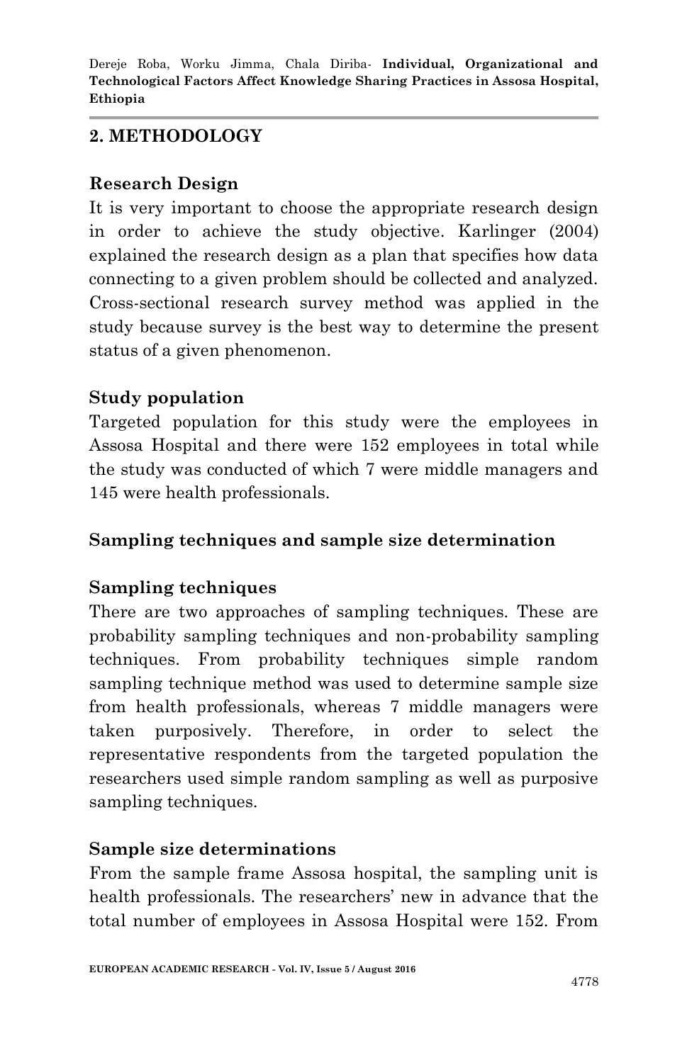## 2. METHODOLOGY

### Research Design

It is very important to choose the appropriate research design in order to achieve the study objective. Karlinger (2004) explained the research design as a plan that specifies how data connecting to a given problem should be collected and analyzed. Cross-sectional research survey method was applied in the study because survey is the best way to determine the present status of a given phenomenon.

### Study population

Targeted population for this study were the employees in Assosa Hospital and there were 152 employees in total while the study was conducted of which 7 were middle managers and 145 were health professionals.

### Sampling techniques and sample size determination

### Sampling techniques

There are two approaches of sampling techniques. These are probability sampling techniques and non-probability sampling techniques. From probability techniques simple random sampling technique method was used to determine sample size from health professionals, whereas 7 middle managers were taken purposively. Therefore, in order to select the representative respondents from the targeted population the researchers used simple random sampling as well as purposive sampling techniques.

### Sample size determinations

From the sample frame Assosa hospital, the sampling unit is health professionals. The researchers' new in advance that the total number of employees in Assosa Hospital were 152. From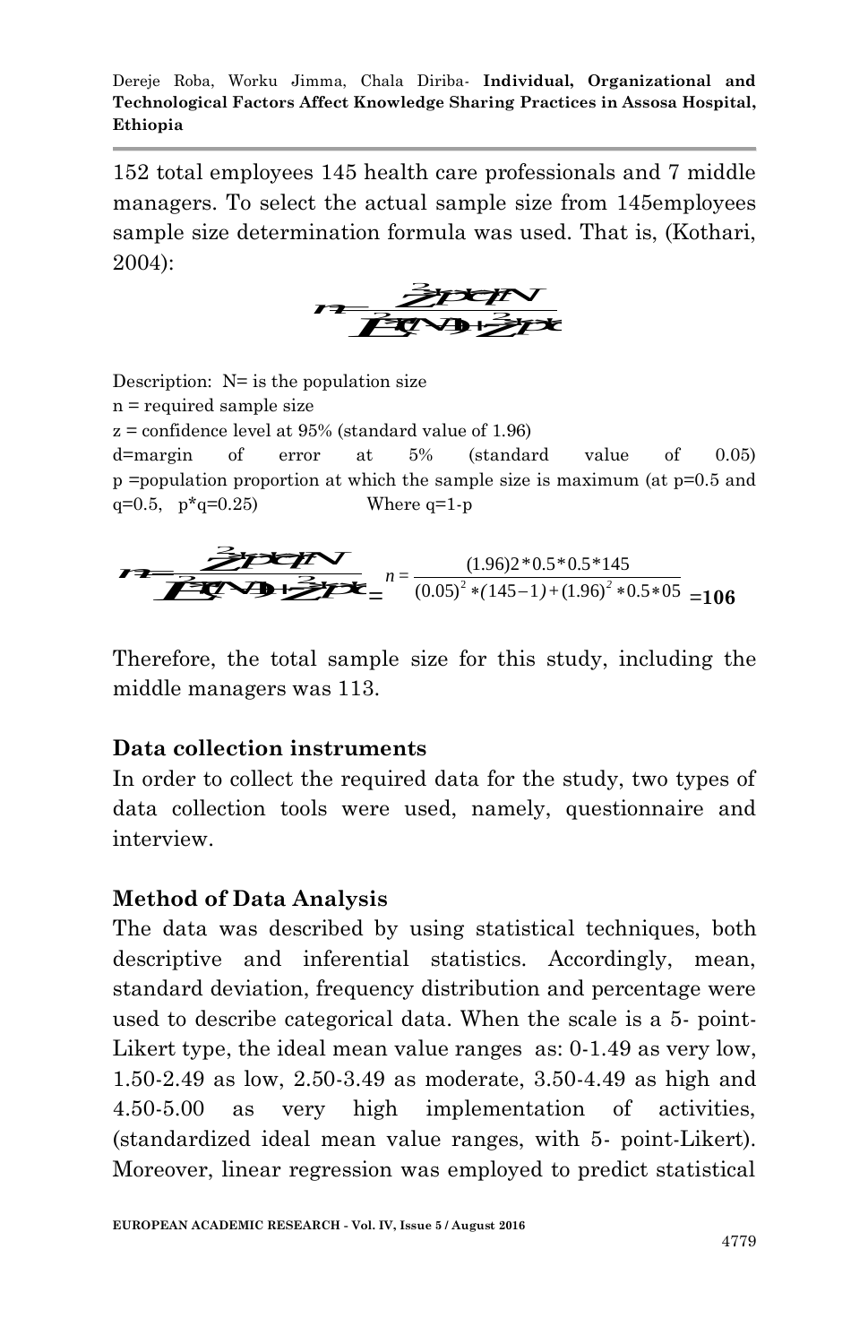152 total employees 145 health care professionals and 7 middle managers. To select the actual sample size from 145employees sample size determination formula was used. That is, (Kothari, 2004):

$$n = \frac{Z^2 pqN}{E^2(N-1) + Z^2 pq}$$

Description: N= is the population size
n = required sample size
z = confidence level at 95% (standard value of 1.96)
d=margin of error at 5% (standard value of 0.05)
p =population proportion at which the sample size is maximum (at p=0.5 and q=0.5, p*q=0.25) Where q=1-p

$$n = \frac{Z^2 pqN}{E^2(N-1) + Z^2 pq} = \quad n = \frac{(1.96)2 * 0.5 * 0.5 * 145}{(0.05)^2 * (145-1) + (1.96)^2 * 0.5 * 05} = \mathbf{106}$$

Therefore, the total sample size for this study, including the middle managers was 113.

## Data collection instruments

In order to collect the required data for the study, two types of data collection tools were used, namely, questionnaire and interview.

## Method of Data Analysis

The data was described by using statistical techniques, both descriptive and inferential statistics. Accordingly, mean, standard deviation, frequency distribution and percentage were used to describe categorical data. When the scale is a 5- point-Likert type, the ideal mean value ranges as: 0-1.49 as very low, 1.50-2.49 as low, 2.50-3.49 as moderate, 3.50-4.49 as high and 4.50-5.00 as very high implementation of activities, (standardized ideal mean value ranges, with 5- point-Likert). Moreover, linear regression was employed to predict statistical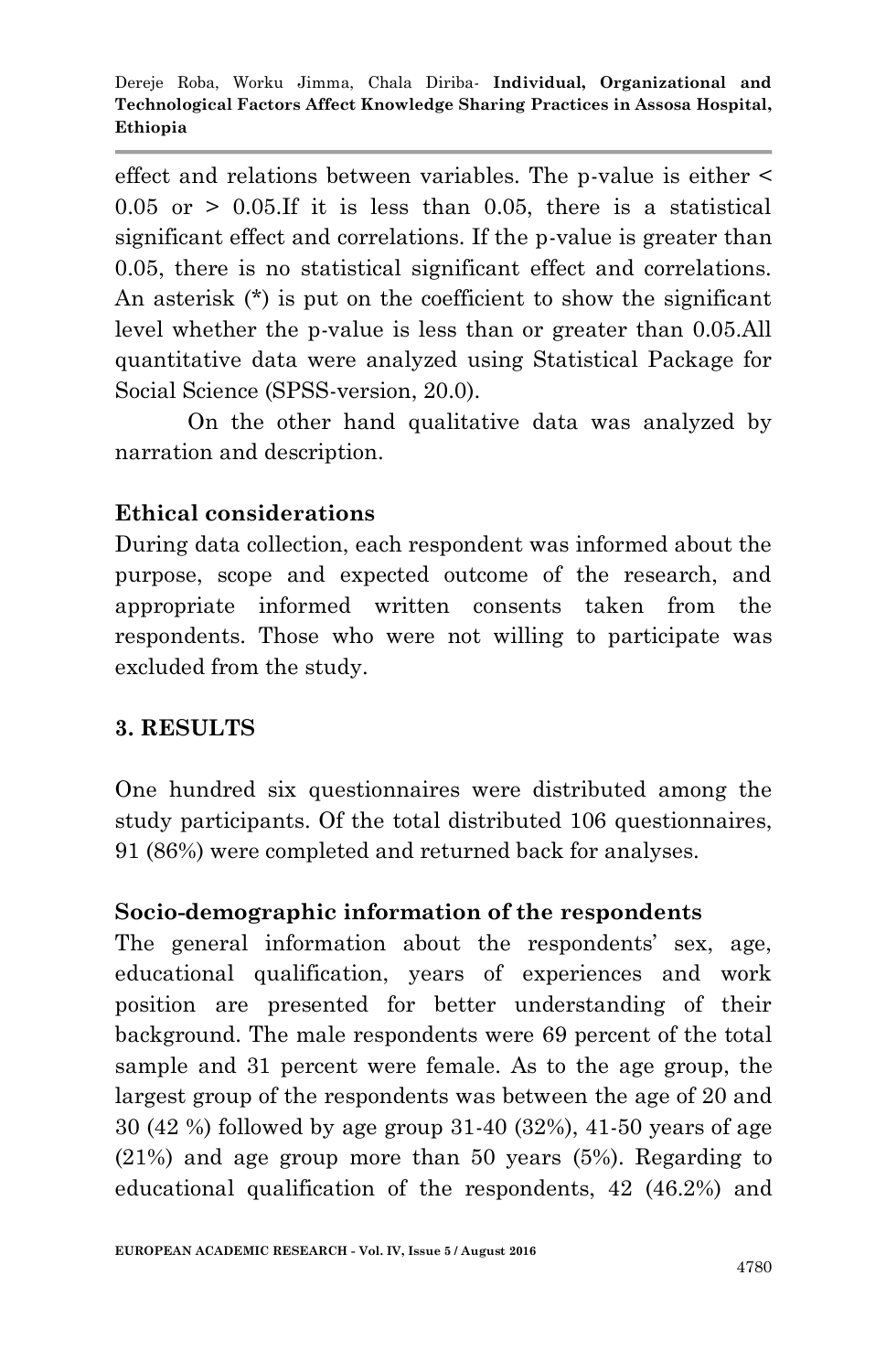effect and relations between variables. The p-value is either < 0.05 or > 0.05.If it is less than 0.05, there is a statistical significant effect and correlations. If the p-value is greater than 0.05, there is no statistical significant effect and correlations. An asterisk (*) is put on the coefficient to show the significant level whether the p-value is less than or greater than 0.05.All quantitative data were analyzed using Statistical Package for Social Science (SPSS-version, 20.0).

On the other hand qualitative data was analyzed by narration and description.

### Ethical considerations

During data collection, each respondent was informed about the purpose, scope and expected outcome of the research, and appropriate informed written consents taken from the respondents. Those who were not willing to participate was excluded from the study.

## 3. RESULTS

One hundred six questionnaires were distributed among the study participants. Of the total distributed 106 questionnaires, 91 (86%) were completed and returned back for analyses.

### Socio-demographic information of the respondents

The general information about the respondents' sex, age, educational qualification, years of experiences and work position are presented for better understanding of their background. The male respondents were 69 percent of the total sample and 31 percent were female. As to the age group, the largest group of the respondents was between the age of 20 and 30 (42 %) followed by age group 31-40 (32%), 41-50 years of age (21%) and age group more than 50 years (5%). Regarding to educational qualification of the respondents, 42 (46.2%) and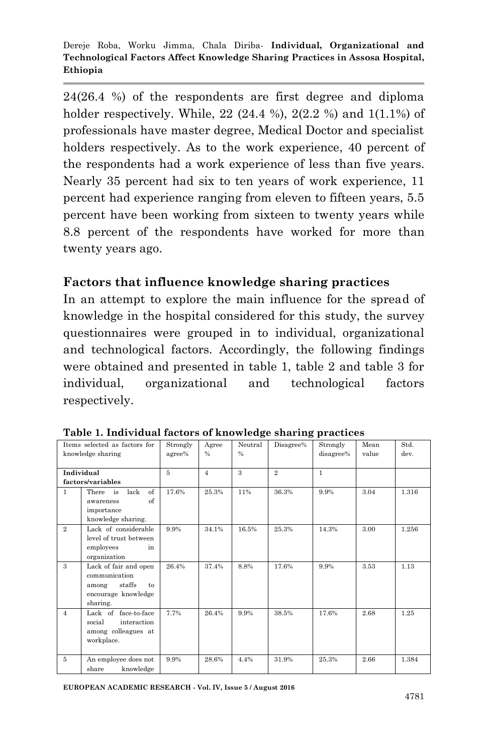24(26.4 %) of the respondents are first degree and diploma holder respectively. While, 22 (24.4 %), 2(2.2 %) and 1(1.1%) of professionals have master degree, Medical Doctor and specialist holders respectively. As to the work experience, 40 percent of the respondents had a work experience of less than five years. Nearly 35 percent had six to ten years of work experience, 11 percent had experience ranging from eleven to fifteen years, 5.5 percent have been working from sixteen to twenty years while 8.8 percent of the respondents have worked for more than twenty years ago.

## Factors that influence knowledge sharing practices

In an attempt to explore the main influence for the spread of knowledge in the hospital considered for this study, the survey questionnaires were grouped in to individual, organizational and technological factors. Accordingly, the following findings were obtained and presented in table 1, table 2 and table 3 for individual, organizational and technological factors respectively.

**Table 1. Individual factors of knowledge sharing practices**

| Items selected as factors for knowledge sharing | | Strongly agree% | Agree % | Neutral % | Disagree% | Strongly disagree% | Mean value | Std. dev. |
|---|---|---|---|---|---|---|---|---|
| **Individual factors/variables** | | 5 | 4 | 3 | 2 | 1 | | |
| 1 | There is lack of awareness of importance knowledge sharing. | 17.6% | 25.3% | 11% | 36.3% | 9.9% | 3.04 | 1.316 |
| 2 | Lack of considerable level of trust between employees in organization | 9.9% | 34.1% | 16.5% | 25.3% | 14.3% | 3.00 | 1.256 |
| 3 | Lack of fair and open communication among staffs to encourage knowledge sharing. | 26.4% | 37.4% | 8.8% | 17.6% | 9.9% | 3.53 | 1.13 |
| 4 | Lack of face-to-face social interaction among colleagues at workplace. | 7.7% | 26.4% | 9.9% | 38.5% | 17.6% | 2.68 | 1.25 |
| 5 | An employee does not share knowledge | 9.9% | 28.6% | 4.4% | 31.9% | 25.3% | 2.66 | 1.384 |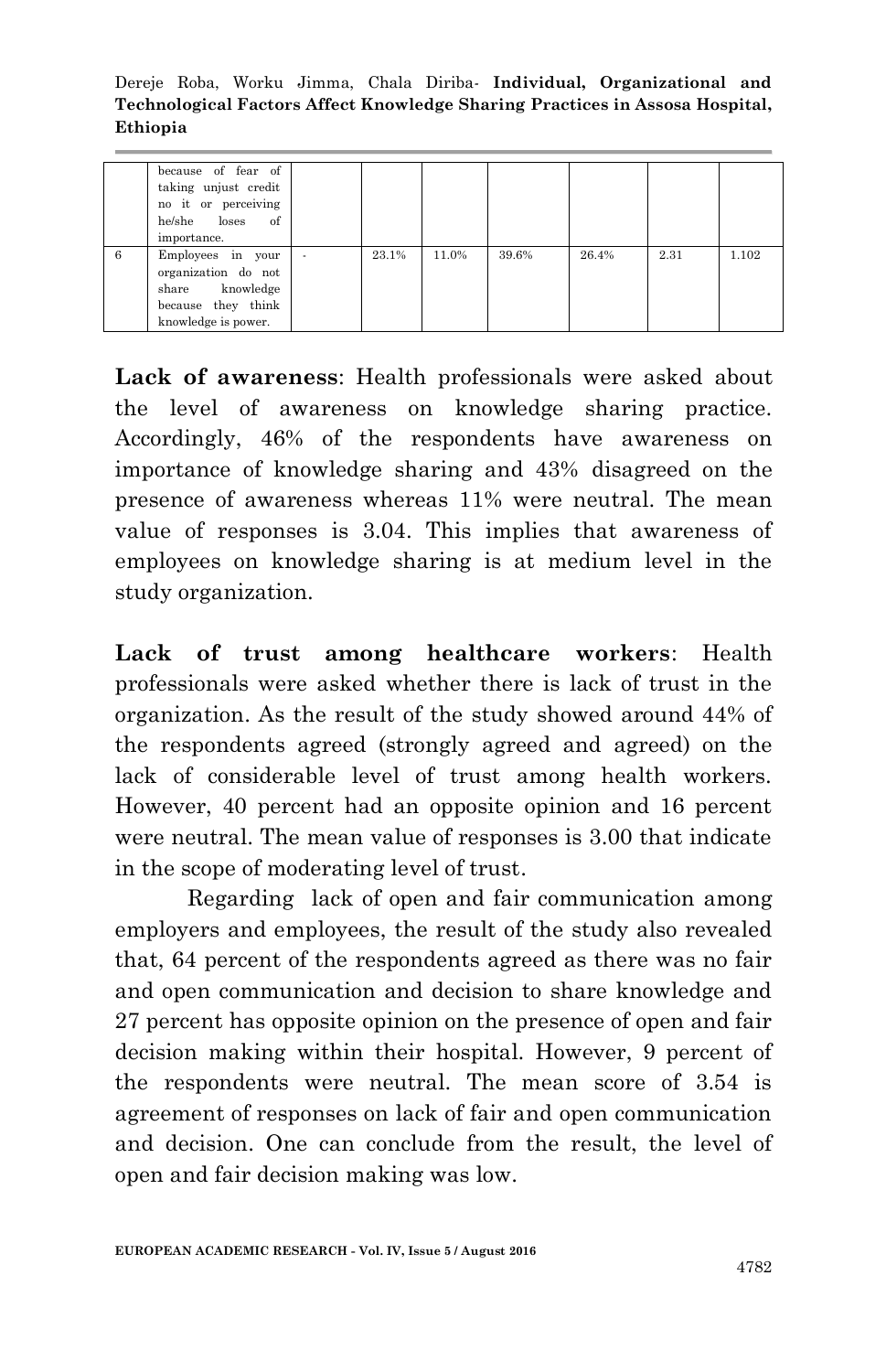|   | because of fear of taking unjust credit no it or perceiving he/she loses of importance. |   |   |   |   |   |   |   |
|---|---|---|---|---|---|---|---|---|
| 6 | Employees in your organization do not share knowledge because they think knowledge is power. | - | 23.1% | 11.0% | 39.6% | 26.4% | 2.31 | 1.102 |

**Lack of awareness**: Health professionals were asked about the level of awareness on knowledge sharing practice. Accordingly, 46% of the respondents have awareness on importance of knowledge sharing and 43% disagreed on the presence of awareness whereas 11% were neutral. The mean value of responses is 3.04. This implies that awareness of employees on knowledge sharing is at medium level in the study organization.

**Lack of trust among healthcare workers**: Health professionals were asked whether there is lack of trust in the organization. As the result of the study showed around 44% of the respondents agreed (strongly agreed and agreed) on the lack of considerable level of trust among health workers. However, 40 percent had an opposite opinion and 16 percent were neutral. The mean value of responses is 3.00 that indicate in the scope of moderating level of trust.

Regarding lack of open and fair communication among employers and employees, the result of the study also revealed that, 64 percent of the respondents agreed as there was no fair and open communication and decision to share knowledge and 27 percent has opposite opinion on the presence of open and fair decision making within their hospital. However, 9 percent of the respondents were neutral. The mean score of 3.54 is agreement of responses on lack of fair and open communication and decision. One can conclude from the result, the level of open and fair decision making was low.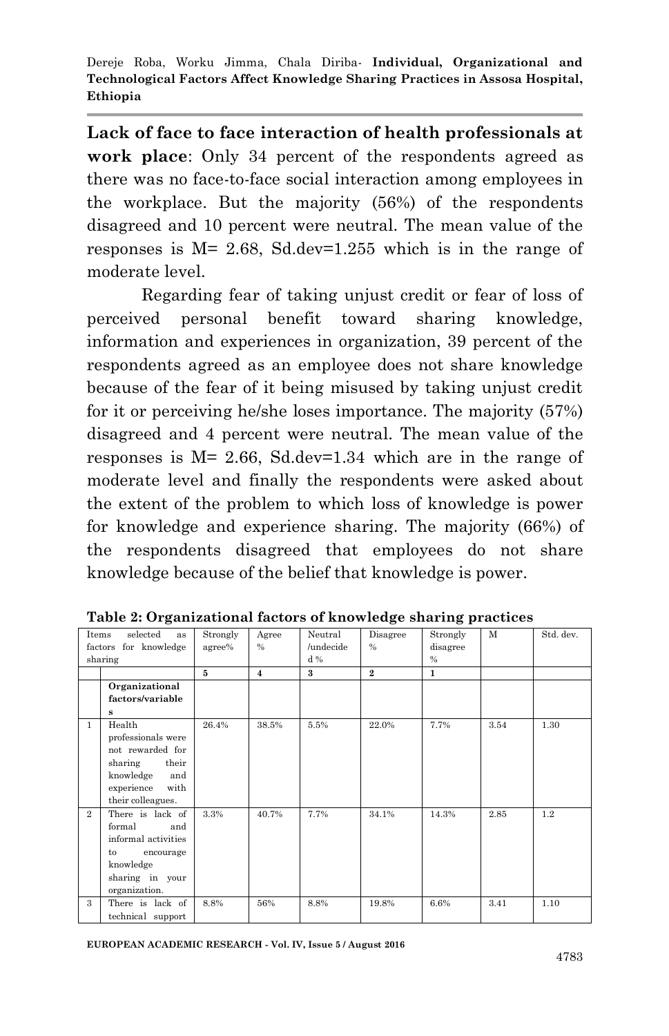**Lack of face to face interaction of health professionals at work place**: Only 34 percent of the respondents agreed as there was no face-to-face social interaction among employees in the workplace. But the majority (56%) of the respondents disagreed and 10 percent were neutral. The mean value of the responses is M= 2.68, Sd.dev=1.255 which is in the range of moderate level.

Regarding fear of taking unjust credit or fear of loss of perceived personal benefit toward sharing knowledge, information and experiences in organization, 39 percent of the respondents agreed as an employee does not share knowledge because of the fear of it being misused by taking unjust credit for it or perceiving he/she loses importance. The majority (57%) disagreed and 4 percent were neutral. The mean value of the responses is M= 2.66, Sd.dev=1.34 which are in the range of moderate level and finally the respondents were asked about the extent of the problem to which loss of knowledge is power for knowledge and experience sharing. The majority (66%) of the respondents disagreed that employees do not share knowledge because of the belief that knowledge is power.

**Table 2: Organizational factors of knowledge sharing practices**

| Items selected as factors for knowledge sharing | | Strongly agree% | Agree % | Neutral /undecided % | Disagree % | Strongly disagree % | M | Std. dev. |
|---|---|---|---|---|---|---|---|---|
| | | 5 | 4 | 3 | 2 | 1 | | |
| | **Organizational factors/variables** | | | | | | | |
| 1 | Health professionals were not rewarded for sharing their knowledge and experience with their colleagues. | 26.4% | 38.5% | 5.5% | 22.0% | 7.7% | 3.54 | 1.30 |
| 2 | There is lack of formal and informal activities to encourage knowledge sharing in your organization. | 3.3% | 40.7% | 7.7% | 34.1% | 14.3% | 2.85 | 1.2 |
| 3 | There is lack of technical support | 8.8% | 56% | 8.8% | 19.8% | 6.6% | 3.41 | 1.10 |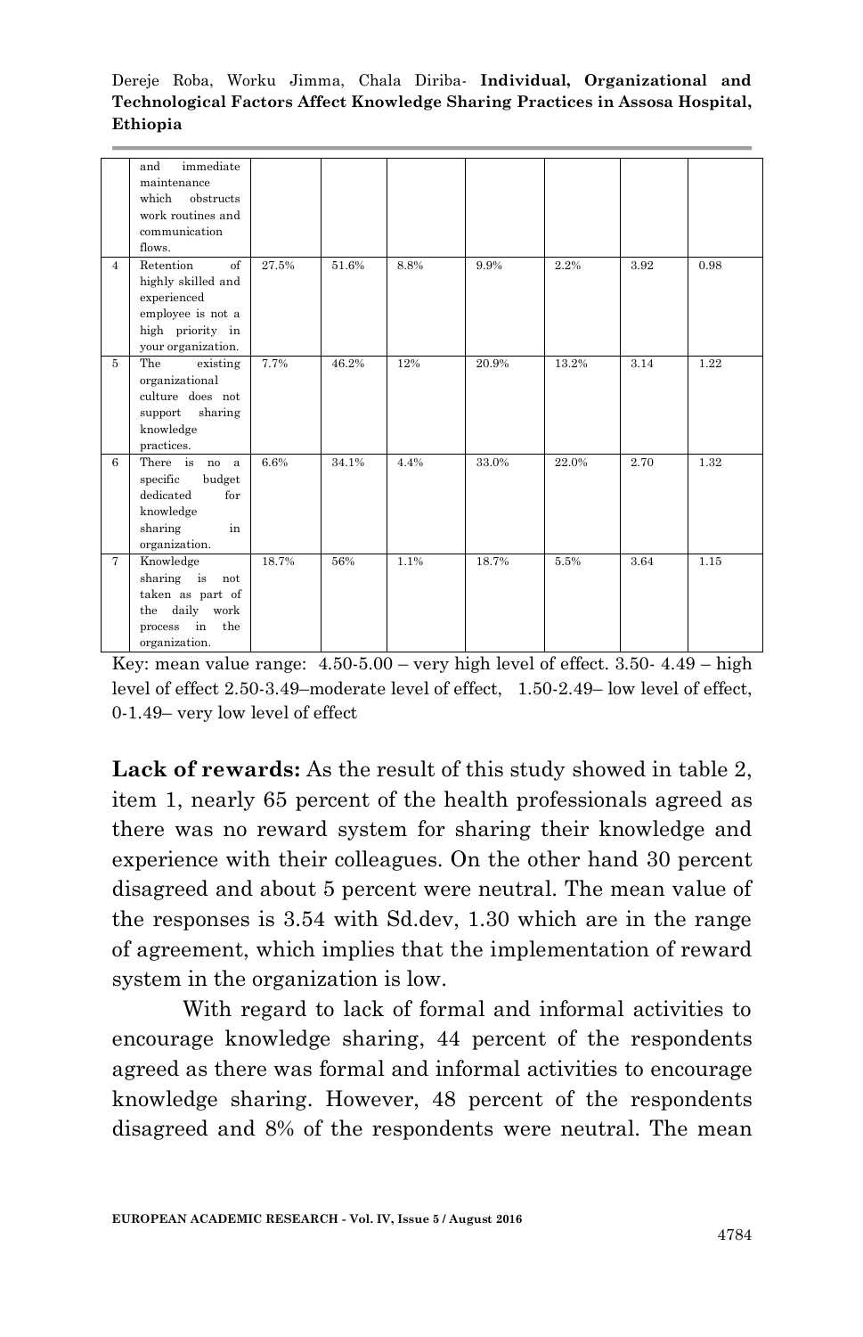|  |  |  |  |  |  |  |  |  |
|---|---|---|---|---|---|---|---|---|
|  | and immediate maintenance which obstructs work routines and communication flows. |  |  |  |  |  |  |  |
| 4 | Retention of highly skilled and experienced employee is not a high priority in your organization. | 27.5% | 51.6% | 8.8% | 9.9% | 2.2% | 3.92 | 0.98 |
| 5 | The existing organizational culture does not support sharing knowledge practices. | 7.7% | 46.2% | 12% | 20.9% | 13.2% | 3.14 | 1.22 |
| 6 | There is no a specific budget dedicated for knowledge sharing in organization. | 6.6% | 34.1% | 4.4% | 33.0% | 22.0% | 2.70 | 1.32 |
| 7 | Knowledge sharing is not taken as part of the daily work process in the organization. | 18.7% | 56% | 1.1% | 18.7% | 5.5% | 3.64 | 1.15 |

Key: mean value range: 4.50-5.00 – very high level of effect. 3.50- 4.49 – high level of effect 2.50-3.49–moderate level of effect, 1.50-2.49– low level of effect, 0-1.49– very low level of effect

**Lack of rewards:** As the result of this study showed in table 2, item 1, nearly 65 percent of the health professionals agreed as there was no reward system for sharing their knowledge and experience with their colleagues. On the other hand 30 percent disagreed and about 5 percent were neutral. The mean value of the responses is 3.54 with Sd.dev, 1.30 which are in the range of agreement, which implies that the implementation of reward system in the organization is low.

With regard to lack of formal and informal activities to encourage knowledge sharing, 44 percent of the respondents agreed as there was formal and informal activities to encourage knowledge sharing. However, 48 percent of the respondents disagreed and 8% of the respondents were neutral. The mean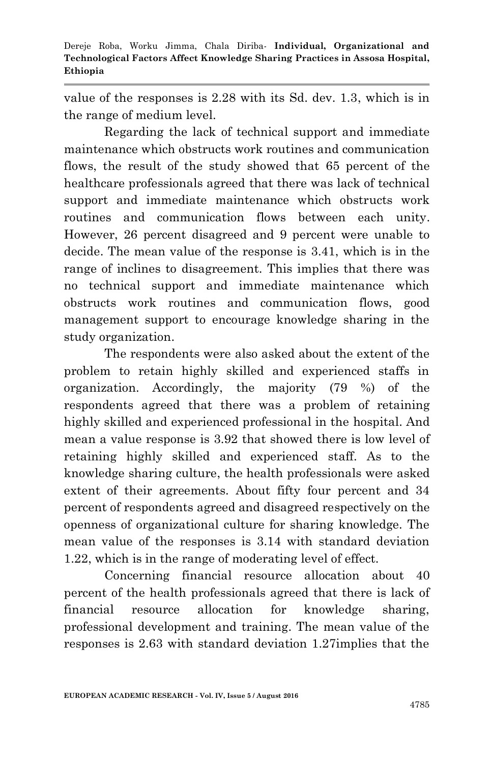value of the responses is 2.28 with its Sd. dev. 1.3, which is in the range of medium level.

Regarding the lack of technical support and immediate maintenance which obstructs work routines and communication flows, the result of the study showed that 65 percent of the healthcare professionals agreed that there was lack of technical support and immediate maintenance which obstructs work routines and communication flows between each unity. However, 26 percent disagreed and 9 percent were unable to decide. The mean value of the response is 3.41, which is in the range of inclines to disagreement. This implies that there was no technical support and immediate maintenance which obstructs work routines and communication flows, good management support to encourage knowledge sharing in the study organization.

The respondents were also asked about the extent of the problem to retain highly skilled and experienced staffs in organization. Accordingly, the majority (79 %) of the respondents agreed that there was a problem of retaining highly skilled and experienced professional in the hospital. And mean a value response is 3.92 that showed there is low level of retaining highly skilled and experienced staff. As to the knowledge sharing culture, the health professionals were asked extent of their agreements. About fifty four percent and 34 percent of respondents agreed and disagreed respectively on the openness of organizational culture for sharing knowledge. The mean value of the responses is 3.14 with standard deviation 1.22, which is in the range of moderating level of effect.

Concerning financial resource allocation about 40 percent of the health professionals agreed that there is lack of financial resource allocation for knowledge sharing, professional development and training. The mean value of the responses is 2.63 with standard deviation 1.27implies that the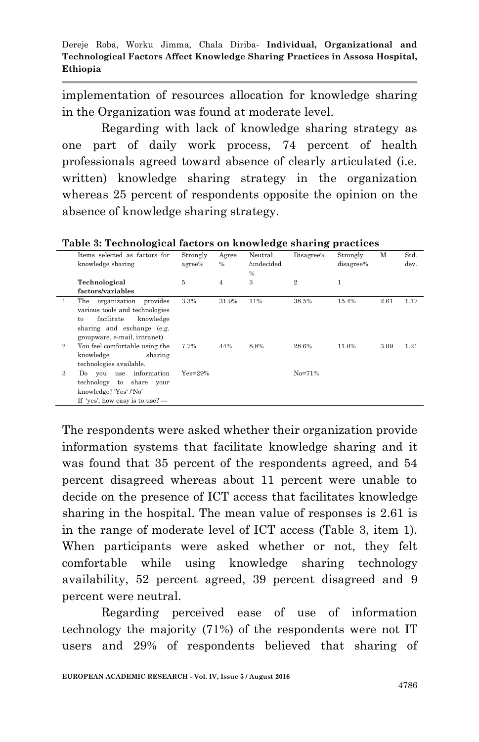implementation of resources allocation for knowledge sharing in the Organization was found at moderate level.

Regarding with lack of knowledge sharing strategy as one part of daily work process, 74 percent of health professionals agreed toward absence of clearly articulated (i.e. written) knowledge sharing strategy in the organization whereas 25 percent of respondents opposite the opinion on the absence of knowledge sharing strategy.

**Table 3: Technological factors on knowledge sharing practices**

| | Items selected as factors for knowledge sharing | Strongly agree% | Agree % | Neutral /undecided % | Disagree% | Strongly disagree% | M | Std. dev. |
|---|---|---|---|---|---|---|---|---|
| | **Technological factors/variables** | 5 | 4 | 3 | 2 | 1 | | |
| 1 | The organization provides various tools and technologies to facilitate knowledge sharing and exchange (e.g. groupware, e-mail, intranet) | 3.3% | 31.9% | 11% | 38.5% | 15.4% | 2.61 | 1.17 |
| 2 | You feel comfortable using the knowledge sharing technologies available. | 7.7% | 44% | 8.8% | 28.6% | 11.0% | 3.09 | 1.21 |
| 3 | Do you use information technology to share your knowledge? 'Yes' /'No' If 'yes', how easy is to use? --- | Yes=29% | | | No=71% | | | |

The respondents were asked whether their organization provide information systems that facilitate knowledge sharing and it was found that 35 percent of the respondents agreed, and 54 percent disagreed whereas about 11 percent were unable to decide on the presence of ICT access that facilitates knowledge sharing in the hospital. The mean value of responses is 2.61 is in the range of moderate level of ICT access (Table 3, item 1). When participants were asked whether or not, they felt comfortable while using knowledge sharing technology availability, 52 percent agreed, 39 percent disagreed and 9 percent were neutral.

Regarding perceived ease of use of information technology the majority (71%) of the respondents were not IT users and 29% of respondents believed that sharing of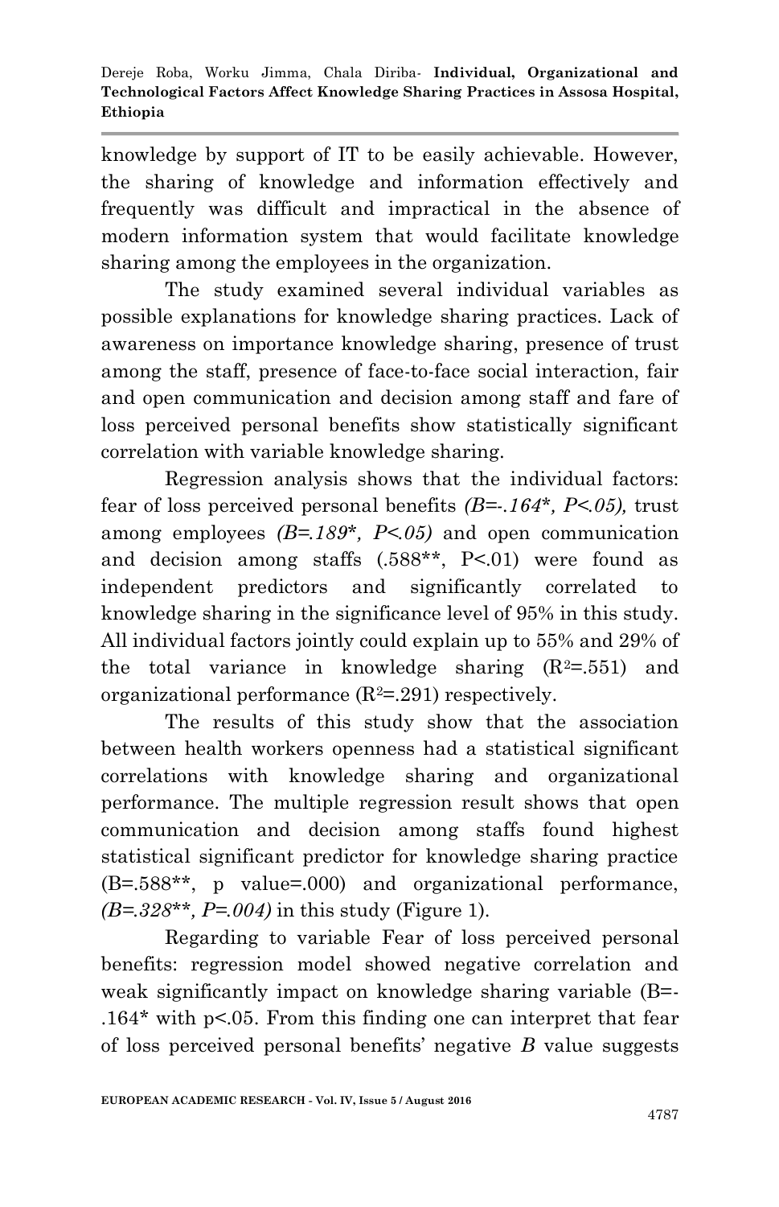knowledge by support of IT to be easily achievable. However, the sharing of knowledge and information effectively and frequently was difficult and impractical in the absence of modern information system that would facilitate knowledge sharing among the employees in the organization.

The study examined several individual variables as possible explanations for knowledge sharing practices. Lack of awareness on importance knowledge sharing, presence of trust among the staff, presence of face-to-face social interaction, fair and open communication and decision among staff and fare of loss perceived personal benefits show statistically significant correlation with variable knowledge sharing.

Regression analysis shows that the individual factors: fear of loss perceived personal benefits *(B=-.164\*, P<.05),* trust among employees *(B=.189\*, P<.05)* and open communication and decision among staffs (.588**, P<.01) were found as independent predictors and significantly correlated to knowledge sharing in the significance level of 95% in this study. All individual factors jointly could explain up to 55% and 29% of the total variance in knowledge sharing ($R^2$=.551) and organizational performance ($R^2$=.291) respectively.

The results of this study show that the association between health workers openness had a statistical significant correlations with knowledge sharing and organizational performance. The multiple regression result shows that open communication and decision among staffs found highest statistical significant predictor for knowledge sharing practice (B=.588**, p value=.000) and organizational performance, *(B=.328\*\*, P=.004)* in this study (Figure 1).

Regarding to variable Fear of loss perceived personal benefits: regression model showed negative correlation and weak significantly impact on knowledge sharing variable (B=-.164* with p<.05. From this finding one can interpret that fear of loss perceived personal benefits' negative *B* value suggests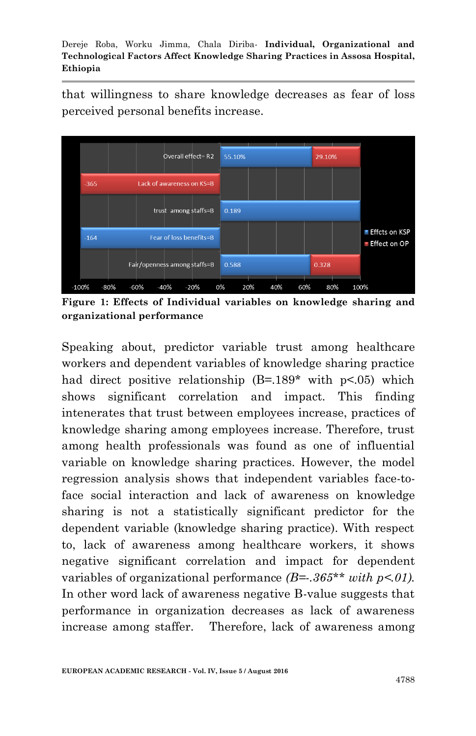that willingness to share knowledge decreases as fear of loss perceived personal benefits increase.

**Figure 1: Effects of Individual variables on knowledge sharing and organizational performance**

Speaking about, predictor variable trust among healthcare workers and dependent variables of knowledge sharing practice had direct positive relationship (B=.189* with p<.05) which shows significant correlation and impact. This finding intenerates that trust between employees increase, practices of knowledge sharing among employees increase. Therefore, trust among health professionals was found as one of influential variable on knowledge sharing practices. However, the model regression analysis shows that independent variables face-to-face social interaction and lack of awareness on knowledge sharing is not a statistically significant predictor for the dependent variable (knowledge sharing practice). With respect to, lack of awareness among healthcare workers, it shows negative significant correlation and impact for dependent variables of organizational performance *(B=-.365** with p<.01).* In other word lack of awareness negative B-value suggests that performance in organization decreases as lack of awareness increase among staffer. Therefore, lack of awareness among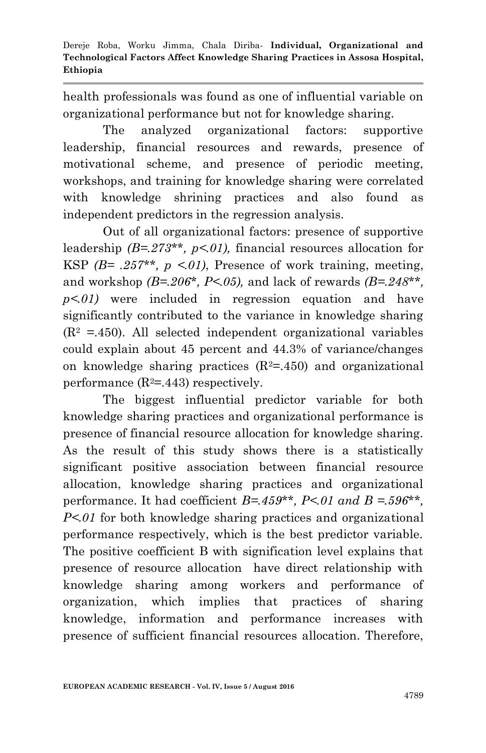health professionals was found as one of influential variable on organizational performance but not for knowledge sharing.

The analyzed organizational factors: supportive leadership, financial resources and rewards, presence of motivational scheme, and presence of periodic meeting, workshops, and training for knowledge sharing were correlated with knowledge shrining practices and also found as independent predictors in the regression analysis.

Out of all organizational factors: presence of supportive leadership *(B=.273\*\*, p<.01),* financial resources allocation for KSP *(B= .257\*\*, p <.01)*, Presence of work training, meeting, and workshop *(B=.206\*, P<.05),* and lack of rewards *(B=.248\*\*, p<.01)* were included in regression equation and have significantly contributed to the variance in knowledge sharing ($R^2$ =.450). All selected independent organizational variables could explain about 45 percent and 44.3% of variance/changes on knowledge sharing practices ($R^2$=.450) and organizational performance ($R^2$=.443) respectively.

The biggest influential predictor variable for both knowledge sharing practices and organizational performance is presence of financial resource allocation for knowledge sharing. As the result of this study shows there is a statistically significant positive association between financial resource allocation, knowledge sharing practices and organizational performance. It had coefficient *B=.459\*\*, P<.01 and B =.596\*\*, P<.01* for both knowledge sharing practices and organizational performance respectively, which is the best predictor variable. The positive coefficient B with signification level explains that presence of resource allocation have direct relationship with knowledge sharing among workers and performance of organization, which implies that practices of sharing knowledge, information and performance increases with presence of sufficient financial resources allocation. Therefore,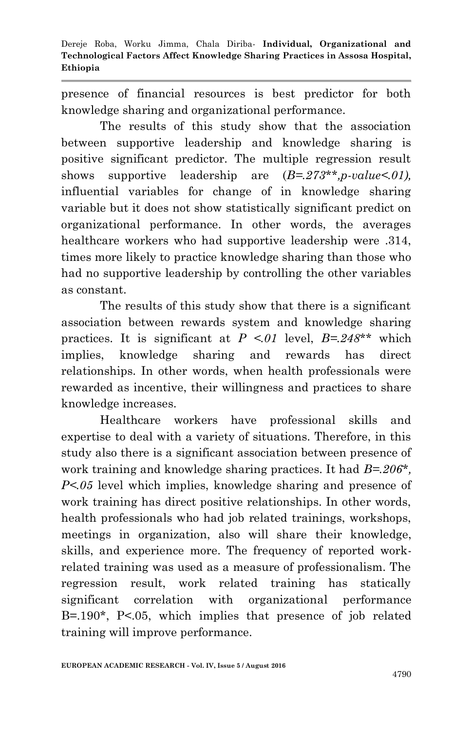presence of financial resources is best predictor for both knowledge sharing and organizational performance.

The results of this study show that the association between supportive leadership and knowledge sharing is positive significant predictor. The multiple regression result shows supportive leadership are (*B=.273***, *p-value<.01*), influential variables for change of in knowledge sharing variable but it does not show statistically significant predict on organizational performance. In other words, the averages healthcare workers who had supportive leadership were .314, times more likely to practice knowledge sharing than those who had no supportive leadership by controlling the other variables as constant.

The results of this study show that there is a significant association between rewards system and knowledge sharing practices. It is significant at *P <.01* level, *B=.248*** which implies, knowledge sharing and rewards has direct relationships. In other words, when health professionals were rewarded as incentive, their willingness and practices to share knowledge increases.

Healthcare workers have professional skills and expertise to deal with a variety of situations. Therefore, in this study also there is a significant association between presence of work training and knowledge sharing practices. It had *B=.206**, *P<.05* level which implies, knowledge sharing and presence of work training has direct positive relationships. In other words, health professionals who had job related trainings, workshops, meetings in organization, also will share their knowledge, skills, and experience more. The frequency of reported work-related training was used as a measure of professionalism. The regression result, work related training has statically significant correlation with organizational performance B=.190*, P<.05, which implies that presence of job related training will improve performance.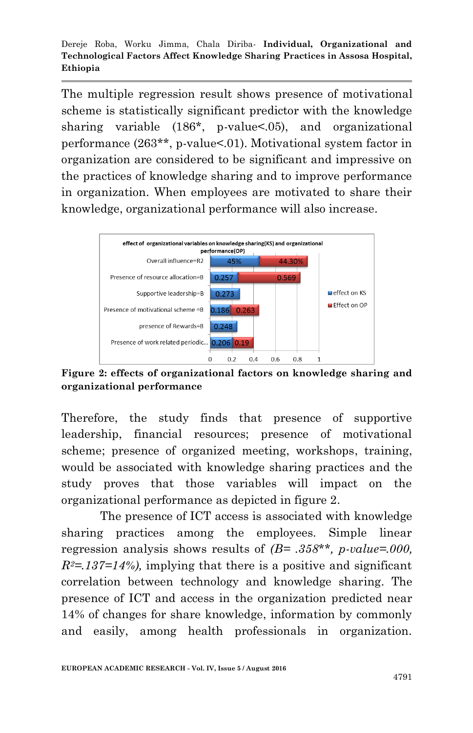The multiple regression result shows presence of motivational scheme is statistically significant predictor with the knowledge sharing variable (186*, p-value<.05), and organizational performance (263**, p-value<.01). Motivational system factor in organization are considered to be significant and impressive on the practices of knowledge sharing and to improve performance in organization. When employees are motivated to share their knowledge, organizational performance will also increase.

**Figure 2: effects of organizational factors on knowledge sharing and organizational performance**

Therefore, the study finds that presence of supportive leadership, financial resources; presence of motivational scheme; presence of organized meeting, workshops, training, would be associated with knowledge sharing practices and the study proves that those variables will impact on the organizational performance as depicted in figure 2.

The presence of ICT access is associated with knowledge sharing practices among the employees. Simple linear regression analysis shows results of *(B= .358**, p-value=.000, $R^2$=.137=14%)*, implying that there is a positive and significant correlation between technology and knowledge sharing. The presence of ICT and access in the organization predicted near 14% of changes for share knowledge, information by commonly and easily, among health professionals in organization.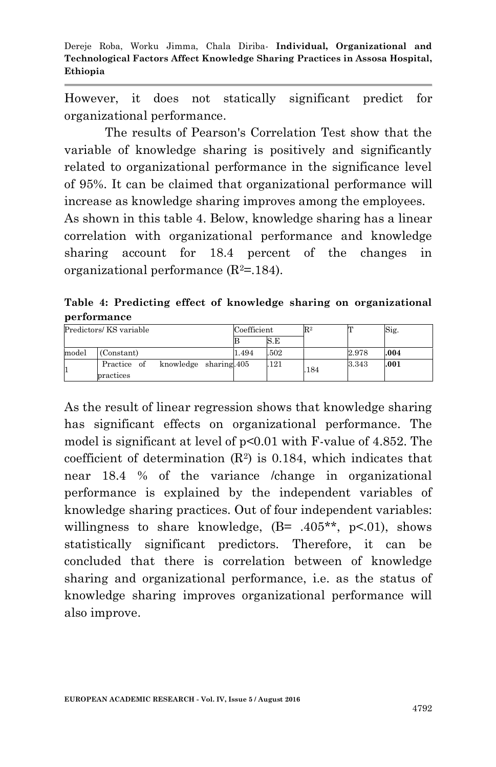However, it does not statically significant predict for organizational performance.

The results of Pearson's Correlation Test show that the variable of knowledge sharing is positively and significantly related to organizational performance in the significance level of 95%. It can be claimed that organizational performance will increase as knowledge sharing improves among the employees. As shown in this table 4. Below, knowledge sharing has a linear correlation with organizational performance and knowledge sharing account for 18.4 percent of the changes in organizational performance ($R^2$=.184).

**Table 4: Predicting effect of knowledge sharing on organizational performance**

| Predictors/ KS variable | | Coefficient | | $R^2$ | T | Sig. |
|---|---|---|---|---|---|---|
| | | B | S.E | | | |
| model | (Constant) | 1.494 | .502 | | 2.978 | **.004** |
| 1 | Practice of knowledge sharing practices | .405 | .121 | .184 | 3.343 | **.001** |

As the result of linear regression shows that knowledge sharing has significant effects on organizational performance. The model is significant at level of p<0.01 with F-value of 4.852. The coefficient of determination ($R^2$) is 0.184, which indicates that near 18.4 % of the variance /change in organizational performance is explained by the independent variables of knowledge sharing practices. Out of four independent variables: willingness to share knowledge, (B= .405**, p<.01), shows statistically significant predictors. Therefore, it can be concluded that there is correlation between of knowledge sharing and organizational performance, i.e. as the status of knowledge sharing improves organizational performance will also improve.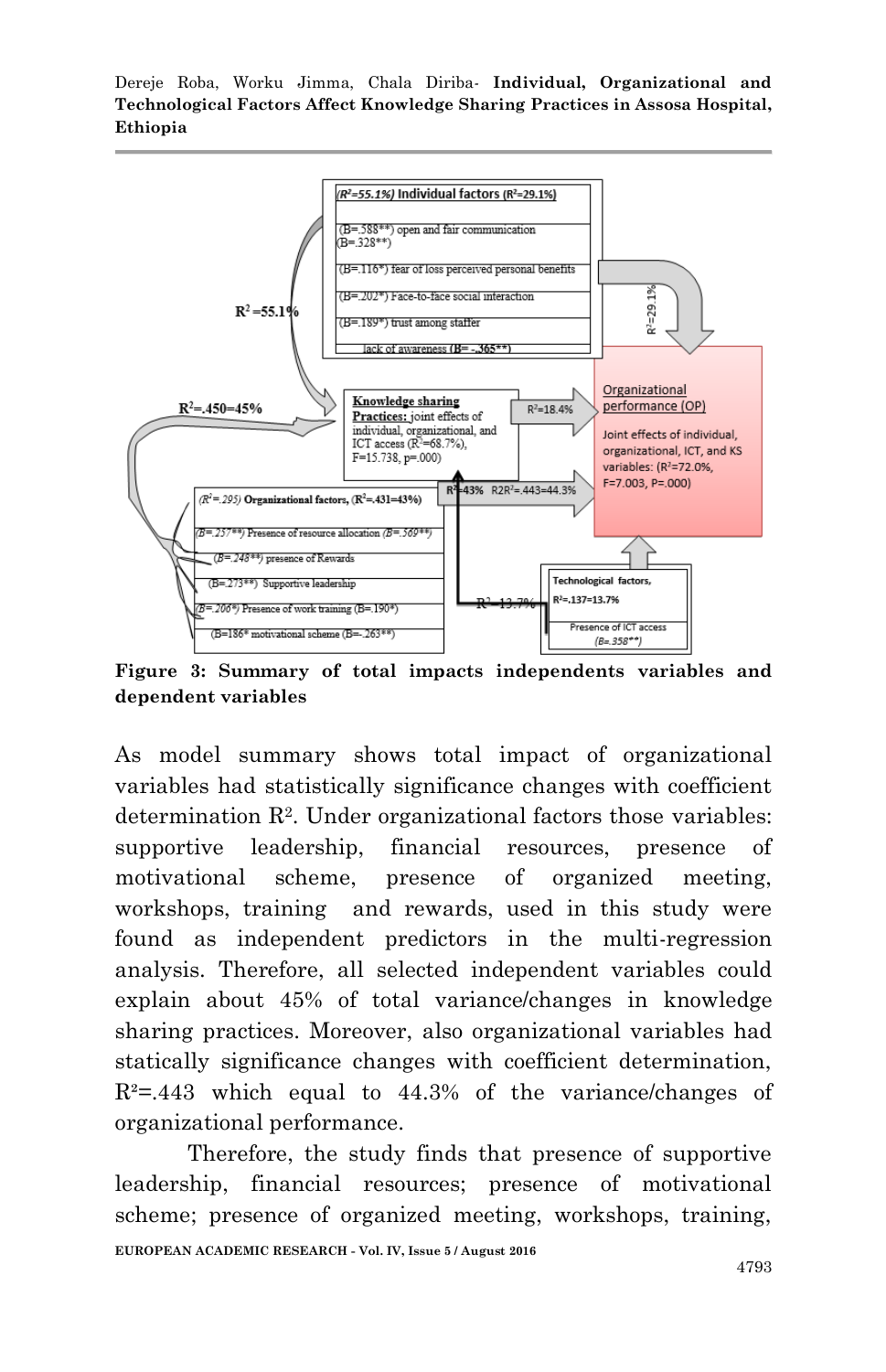**Figure 3: Summary of total impacts independents variables and dependent variables**

As model summary shows total impact of organizational variables had statistically significance changes with coefficient determination $R^2$. Under organizational factors those variables: supportive leadership, financial resources, presence of motivational scheme, presence of organized meeting, workshops, training and rewards, used in this study were found as independent predictors in the multi-regression analysis. Therefore, all selected independent variables could explain about 45% of total variance/changes in knowledge sharing practices. Moreover, also organizational variables had statically significance changes with coefficient determination, $R^2$=.443 which equal to 44.3% of the variance/changes of organizational performance.

Therefore, the study finds that presence of supportive leadership, financial resources; presence of motivational scheme; presence of organized meeting, workshops, training,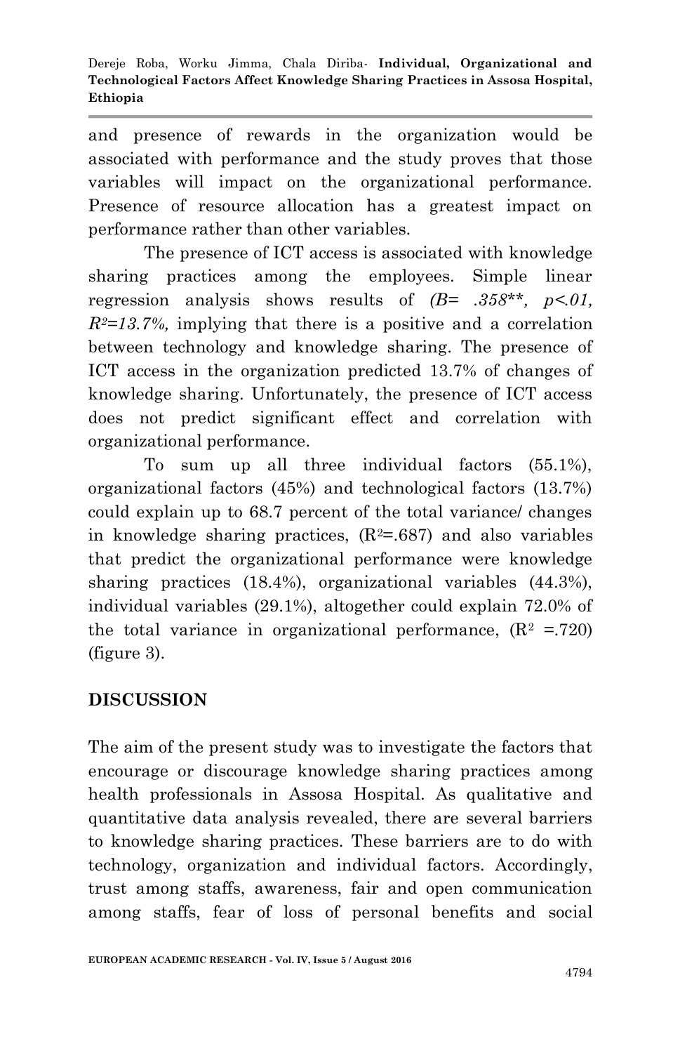and presence of rewards in the organization would be associated with performance and the study proves that those variables will impact on the organizational performance. Presence of resource allocation has a greatest impact on performance rather than other variables.

The presence of ICT access is associated with knowledge sharing practices among the employees. Simple linear regression analysis shows results of *(B= .358\*\*, $p<.01$, $R^2$=13.7%,* implying that there is a positive and a correlation between technology and knowledge sharing. The presence of ICT access in the organization predicted 13.7% of changes of knowledge sharing. Unfortunately, the presence of ICT access does not predict significant effect and correlation with organizational performance.

To sum up all three individual factors (55.1%), organizational factors (45%) and technological factors (13.7%) could explain up to 68.7 percent of the total variance/ changes in knowledge sharing practices, ($R^2$=.687) and also variables that predict the organizational performance were knowledge sharing practices (18.4%), organizational variables (44.3%), individual variables (29.1%), altogether could explain 72.0% of the total variance in organizational performance, ($R^2$ =.720) (figure 3).

## DISCUSSION

The aim of the present study was to investigate the factors that encourage or discourage knowledge sharing practices among health professionals in Assosa Hospital. As qualitative and quantitative data analysis revealed, there are several barriers to knowledge sharing practices. These barriers are to do with technology, organization and individual factors. Accordingly, trust among staffs, awareness, fair and open communication among staffs, fear of loss of personal benefits and social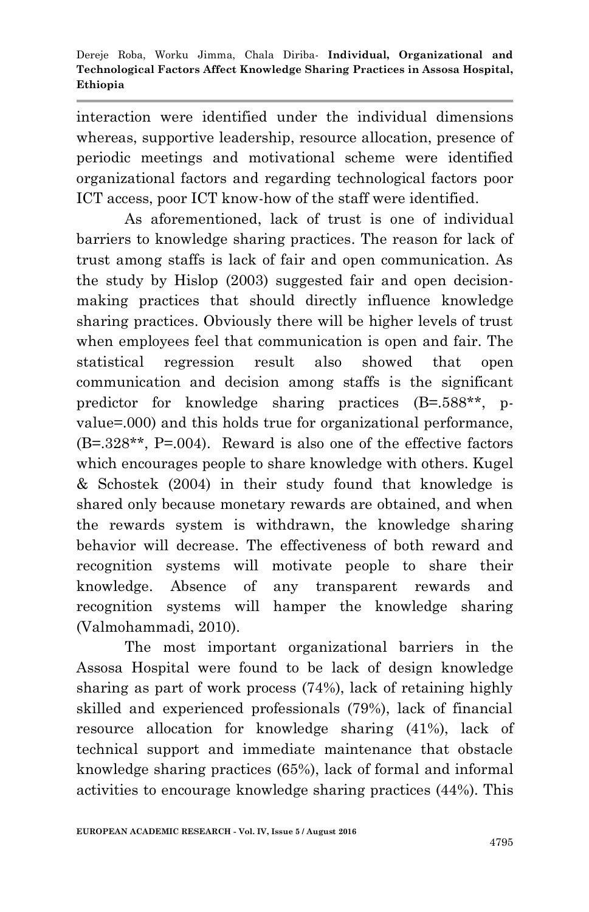interaction were identified under the individual dimensions whereas, supportive leadership, resource allocation, presence of periodic meetings and motivational scheme were identified organizational factors and regarding technological factors poor ICT access, poor ICT know-how of the staff were identified.

As aforementioned, lack of trust is one of individual barriers to knowledge sharing practices. The reason for lack of trust among staffs is lack of fair and open communication. As the study by Hislop (2003) suggested fair and open decision-making practices that should directly influence knowledge sharing practices. Obviously there will be higher levels of trust when employees feel that communication is open and fair. The statistical regression result also showed that open communication and decision among staffs is the significant predictor for knowledge sharing practices (B=.588**, p-value=.000) and this holds true for organizational performance, (B=.328**, P=.004). Reward is also one of the effective factors which encourages people to share knowledge with others. Kugel & Schostek (2004) in their study found that knowledge is shared only because monetary rewards are obtained, and when the rewards system is withdrawn, the knowledge sharing behavior will decrease. The effectiveness of both reward and recognition systems will motivate people to share their knowledge. Absence of any transparent rewards and recognition systems will hamper the knowledge sharing (Valmohammadi, 2010).

The most important organizational barriers in the Assosa Hospital were found to be lack of design knowledge sharing as part of work process (74%), lack of retaining highly skilled and experienced professionals (79%), lack of financial resource allocation for knowledge sharing (41%), lack of technical support and immediate maintenance that obstacle knowledge sharing practices (65%), lack of formal and informal activities to encourage knowledge sharing practices (44%). This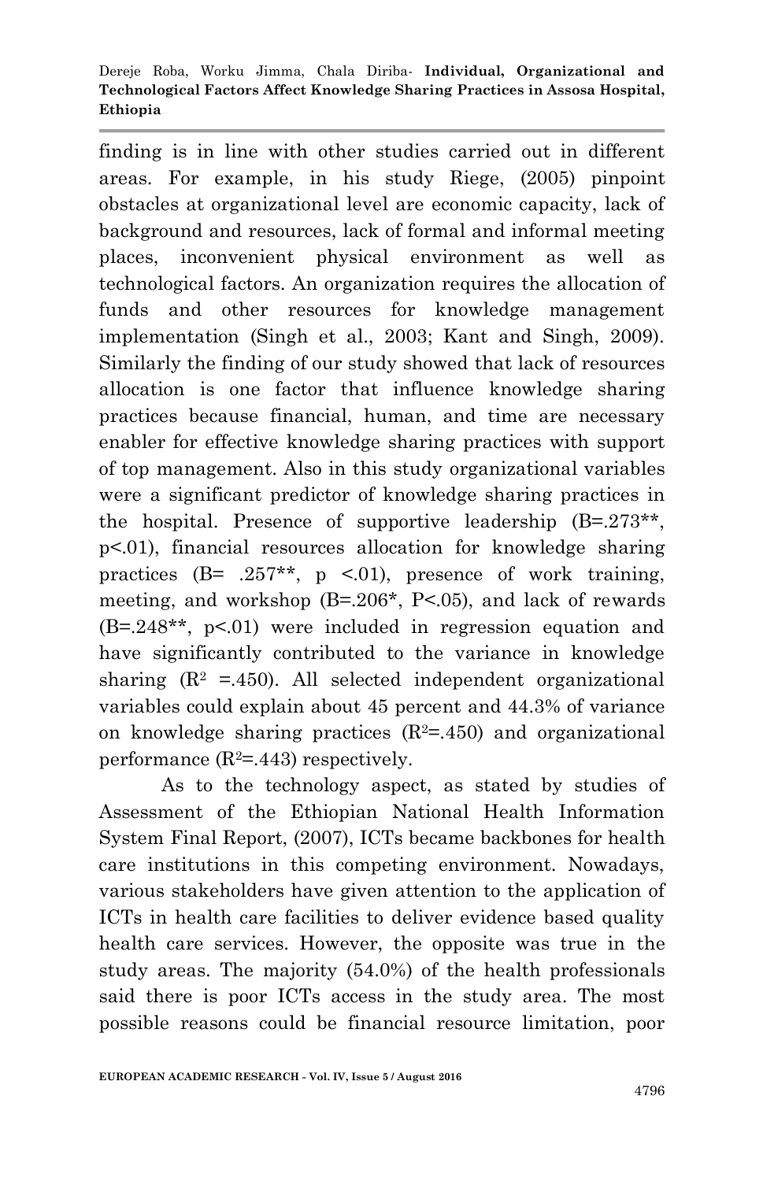finding is in line with other studies carried out in different areas. For example, in his study Riege, (2005) pinpoint obstacles at organizational level are economic capacity, lack of background and resources, lack of formal and informal meeting places, inconvenient physical environment as well as technological factors. An organization requires the allocation of funds and other resources for knowledge management implementation (Singh et al., 2003; Kant and Singh, 2009). Similarly the finding of our study showed that lack of resources allocation is one factor that influence knowledge sharing practices because financial, human, and time are necessary enabler for effective knowledge sharing practices with support of top management. Also in this study organizational variables were a significant predictor of knowledge sharing practices in the hospital. Presence of supportive leadership (B=.273**, $p<.01$), financial resources allocation for knowledge sharing practices (B= .257**, $p<.01$), presence of work training, meeting, and workshop (B=.206*, $P<.05$), and lack of rewards (B=.248**, $p<.01$) were included in regression equation and have significantly contributed to the variance in knowledge sharing ($R^2$ =.450). All selected independent organizational variables could explain about 45 percent and 44.3% of variance on knowledge sharing practices ($R^2$=.450) and organizational performance ($R^2$=.443) respectively.

As to the technology aspect, as stated by studies of Assessment of the Ethiopian National Health Information System Final Report, (2007), ICTs became backbones for health care institutions in this competing environment. Nowadays, various stakeholders have given attention to the application of ICTs in health care facilities to deliver evidence based quality health care services. However, the opposite was true in the study areas. The majority (54.0%) of the health professionals said there is poor ICTs access in the study area. The most possible reasons could be financial resource limitation, poor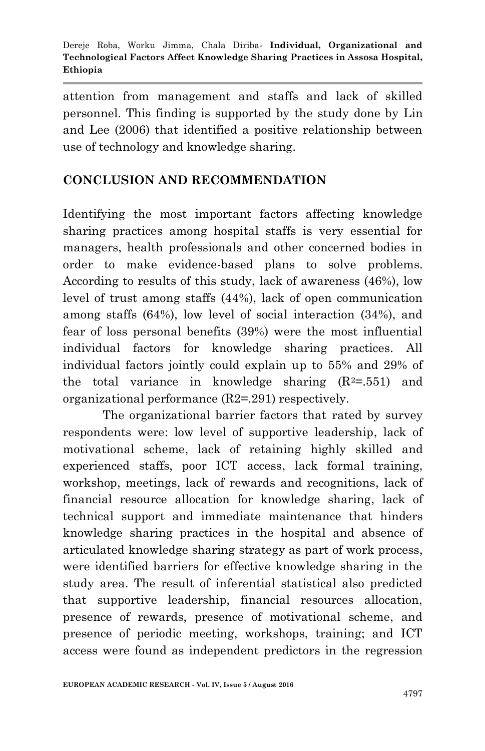attention from management and staffs and lack of skilled personnel. This finding is supported by the study done by Lin and Lee (2006) that identified a positive relationship between use of technology and knowledge sharing.

## CONCLUSION AND RECOMMENDATION

Identifying the most important factors affecting knowledge sharing practices among hospital staffs is very essential for managers, health professionals and other concerned bodies in order to make evidence-based plans to solve problems. According to results of this study, lack of awareness (46%), low level of trust among staffs (44%), lack of open communication among staffs (64%), low level of social interaction (34%), and fear of loss personal benefits (39%) were the most influential individual factors for knowledge sharing practices. All individual factors jointly could explain up to 55% and 29% of the total variance in knowledge sharing ($R^2$=.551) and organizational performance (R2=.291) respectively.

The organizational barrier factors that rated by survey respondents were: low level of supportive leadership, lack of motivational scheme, lack of retaining highly skilled and experienced staffs, poor ICT access, lack formal training, workshop, meetings, lack of rewards and recognitions, lack of financial resource allocation for knowledge sharing, lack of technical support and immediate maintenance that hinders knowledge sharing practices in the hospital and absence of articulated knowledge sharing strategy as part of work process, were identified barriers for effective knowledge sharing in the study area. The result of inferential statistical also predicted that supportive leadership, financial resources allocation, presence of rewards, presence of motivational scheme, and presence of periodic meeting, workshops, training; and ICT access were found as independent predictors in the regression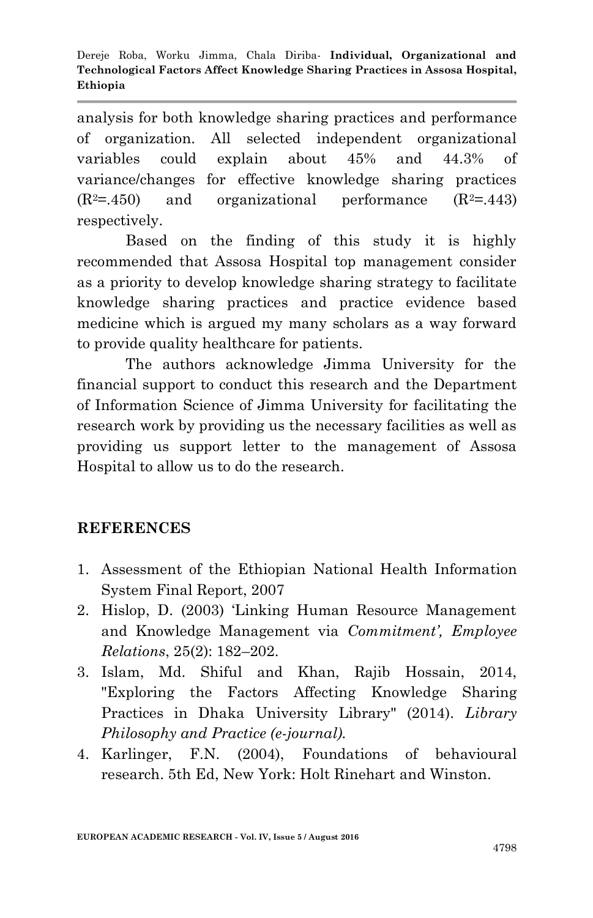analysis for both knowledge sharing practices and performance of organization. All selected independent organizational variables could explain about 45% and 44.3% of variance/changes for effective knowledge sharing practices ($R^2$=.450) and organizational performance ($R^2$=.443) respectively.

Based on the finding of this study it is highly recommended that Assosa Hospital top management consider as a priority to develop knowledge sharing strategy to facilitate knowledge sharing practices and practice evidence based medicine which is argued my many scholars as a way forward to provide quality healthcare for patients.

The authors acknowledge Jimma University for the financial support to conduct this research and the Department of Information Science of Jimma University for facilitating the research work by providing us the necessary facilities as well as providing us support letter to the management of Assosa Hospital to allow us to do the research.

## REFERENCES

1. Assessment of the Ethiopian National Health Information System Final Report, 2007
2. Hislop, D. (2003) 'Linking Human Resource Management and Knowledge Management via *Commitment', Employee Relations*, 25(2): 182–202.
3. Islam, Md. Shiful and Khan, Rajib Hossain, 2014, "Exploring the Factors Affecting Knowledge Sharing Practices in Dhaka University Library" (2014). *Library Philosophy and Practice (e-journal).*
4. Karlinger, F.N. (2004), Foundations of behavioural research. 5th Ed, New York: Holt Rinehart and Winston.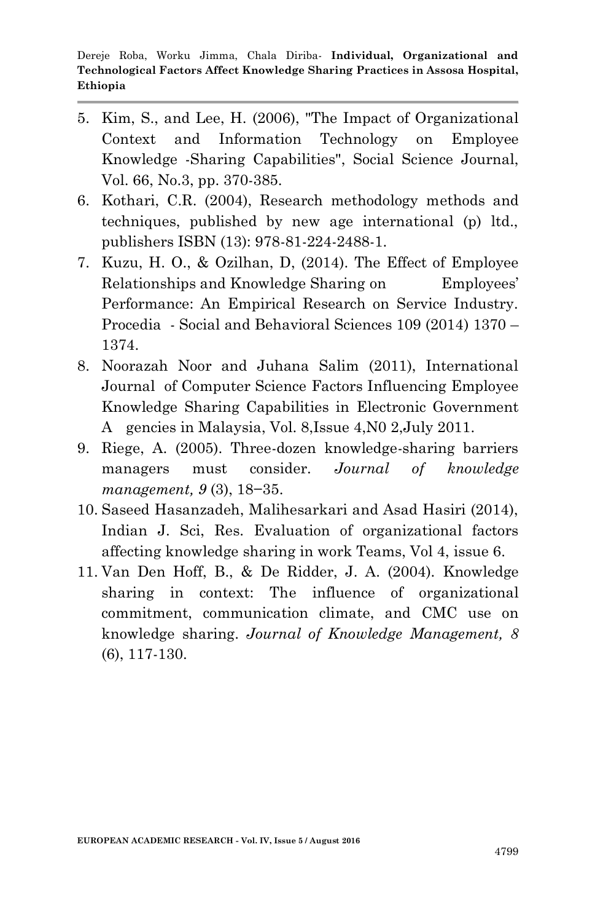5. Kim, S., and Lee, H. (2006), "The Impact of Organizational Context and Information Technology on Employee Knowledge -Sharing Capabilities", Social Science Journal, Vol. 66, No.3, pp. 370-385.
6. Kothari, C.R. (2004), Research methodology methods and techniques, published by new age international (p) ltd., publishers ISBN (13): 978-81-224-2488-1.
7. Kuzu, H. O., & Ozilhan, D, (2014). The Effect of Employee Relationships and Knowledge Sharing on Employees' Performance: An Empirical Research on Service Industry. Procedia - Social and Behavioral Sciences 109 (2014) 1370 – 1374.
8. Noorazah Noor and Juhana Salim (2011), International Journal of Computer Science Factors Influencing Employee Knowledge Sharing Capabilities in Electronic Government A gencies in Malaysia, Vol. 8,Issue 4,N0 2,July 2011.
9. Riege, A. (2005). Three-dozen knowledge-sharing barriers managers must consider. *Journal of knowledge management, 9* (3), 18–35.
10. Saseed Hasanzadeh, Malihesarkari and Asad Hasiri (2014), Indian J. Sci, Res. Evaluation of organizational factors affecting knowledge sharing in work Teams, Vol 4, issue 6.
11. Van Den Hoff, B., & De Ridder, J. A. (2004). Knowledge sharing in context: The influence of organizational commitment, communication climate, and CMC use on knowledge sharing. *Journal of Knowledge Management, 8* (6), 117-130.